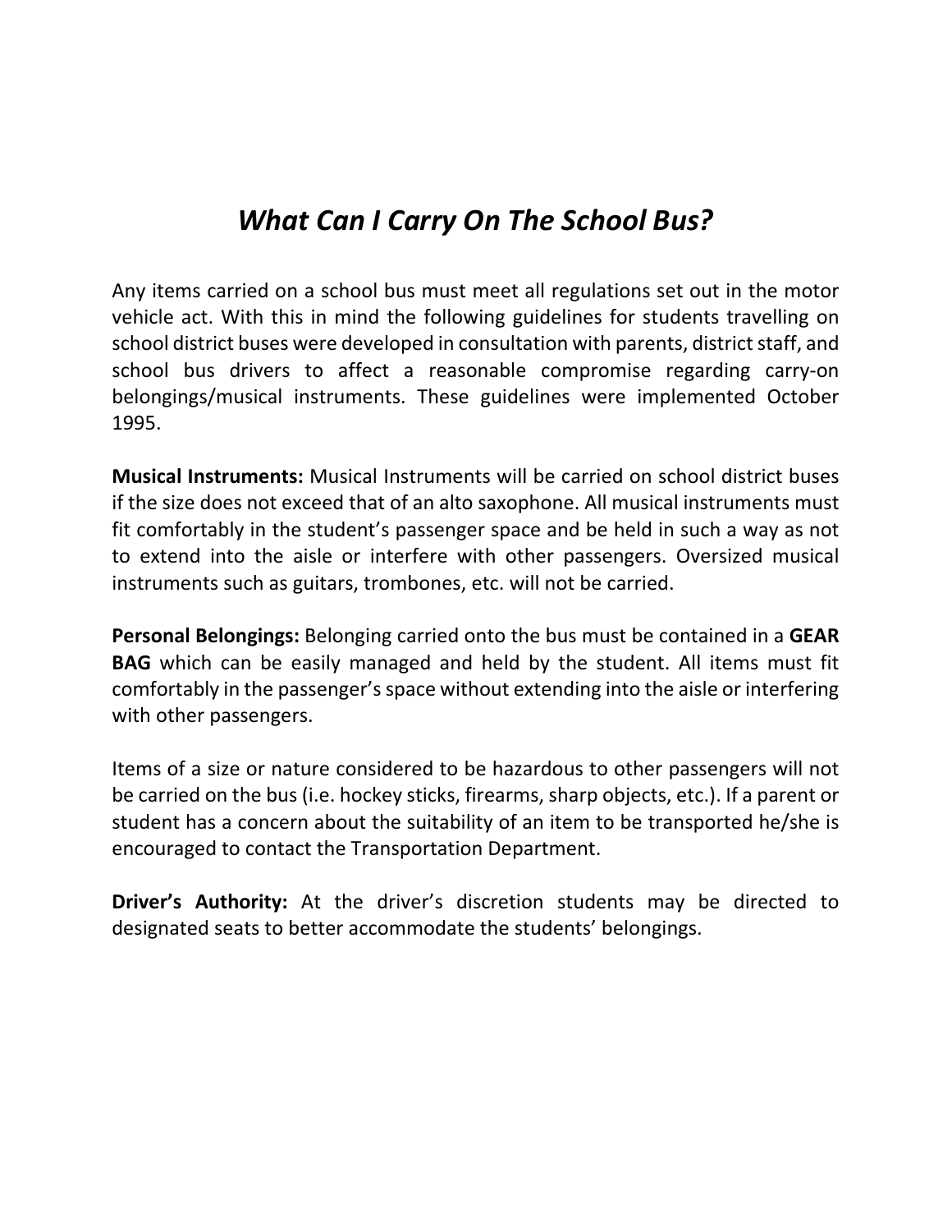# *What Can I Carry On The School Bus?*

Any items carried on a school bus must meet all regulations set out in the motor vehicle act. With this in mind the following guidelines for students travelling on school district buses were developed in consultation with parents, district staff, and school bus drivers to affect a reasonable compromise regarding carry-on belongings/musical instruments. These guidelines were implemented October 1995.

**Musical Instruments:** Musical Instruments will be carried on school district buses if the size does not exceed that of an alto saxophone. All musical instruments must fit comfortably in the student's passenger space and be held in such a way as not to extend into the aisle or interfere with other passengers. Oversized musical instruments such as guitars, trombones, etc. will not be carried.

**Personal Belongings:** Belonging carried onto the bus must be contained in a **GEAR BAG** which can be easily managed and held by the student. All items must fit comfortably in the passenger's space without extending into the aisle or interfering with other passengers.

Items of a size or nature considered to be hazardous to other passengers will not be carried on the bus (i.e. hockey sticks, firearms, sharp objects, etc.). If a parent or student has a concern about the suitability of an item to be transported he/she is encouraged to contact the Transportation Department.

**Driver's Authority:** At the driver's discretion students may be directed to designated seats to better accommodate the students' belongings.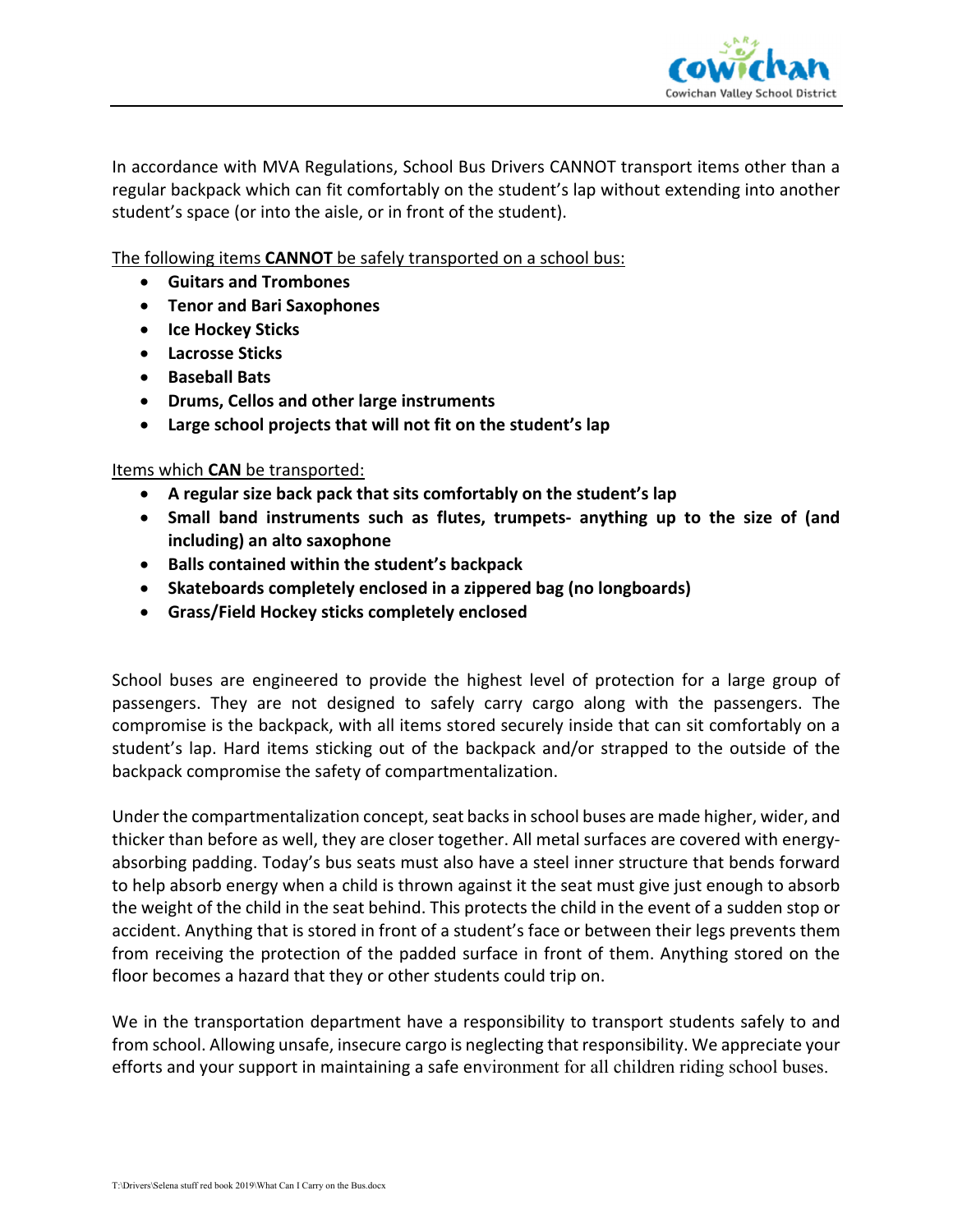In accordance with MVA Regulations, School Bus Drivers CANNOT transport items other than a regular backpack which can fit comfortably on the student's lap without extending into another student's space (or into the aisle, or in front of the student).

The following items **CANNOT** be safely transported on a school bus:

- **Guitars and Trombones**
- **Tenor and Bari Saxophones**
- **Ice Hockey Sticks**
- **Lacrosse Sticks**
- **Baseball Bats**
- **Drums, Cellos and other large instruments**
- **Large school projects that will not fit on the student's lap**

Items which **CAN** be transported:

- **A regular size back pack that sits comfortably on the student's lap**
- **Small band instruments such as flutes, trumpets- anything up to the size of (and including) an alto saxophone**
- **Balls contained within the student's backpack**
- **Skateboards completely enclosed in a zippered bag (no longboards)**
- **Grass/Field Hockey sticks completely enclosed**

School buses are engineered to provide the highest level of protection for a large group of passengers. They are not designed to safely carry cargo along with the passengers. The compromise is the backpack, with all items stored securely inside that can sit comfortably on a student's lap. Hard items sticking out of the backpack and/or strapped to the outside of the backpack compromise the safety of compartmentalization.

Under the compartmentalization concept, seat backs in school buses are made higher, wider, and thicker than before as well, they are closer together. All metal surfaces are covered with energy-absorbing padding. Today's bus seats must also have a steel inner structure that bends forward to help absorb energy when a child is thrown against it the seat must give just enough to absorb the weight of the child in the seat behind. This protects the child in the event of a sudden stop or accident. Anything that is stored in front of a student's face or between their legs prevents them from receiving the protection of the padded surface in front of them. Anything stored on the floor becomes a hazard that they or other students could trip on.

We in the transportation department have a responsibility to transport students safely to and from school. Allowing unsafe, insecure cargo is neglecting that responsibility. We appreciate your efforts and your support in maintaining a safe environment for all children riding school buses.